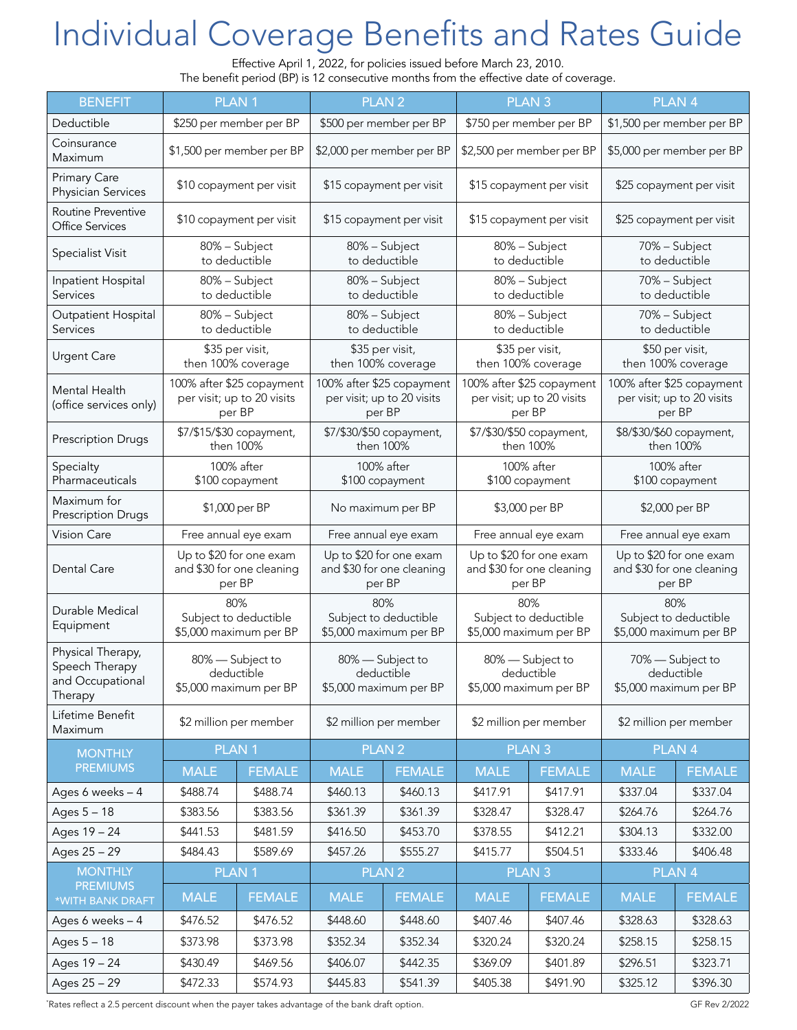# Individual Coverage Benefits and Rates Guide

Effective April 1, 2022, for policies issued before March 23, 2010.
The benefit period (BP) is 12 consecutive months from the effective date of coverage.

| BENEFIT | PLAN 1 | PLAN 2 | PLAN 3 | PLAN 4 |
|---|---|---|---|---|
| Deductible | $250 per member per BP | $500 per member per BP | $750 per member per BP | $1,500 per member per BP |
| Coinsurance Maximum | $1,500 per member per BP | $2,000 per member per BP | $2,500 per member per BP | $5,000 per member per BP |
| Primary Care Physician Services | $10 copayment per visit | $15 copayment per visit | $15 copayment per visit | $25 copayment per visit |
| Routine Preventive Office Services | $10 copayment per visit | $15 copayment per visit | $15 copayment per visit | $25 copayment per visit |
| Specialist Visit | 80% – Subject to deductible | 80% – Subject to deductible | 80% – Subject to deductible | 70% – Subject to deductible |
| Inpatient Hospital Services | 80% – Subject to deductible | 80% – Subject to deductible | 80% – Subject to deductible | 70% – Subject to deductible |
| Outpatient Hospital Services | 80% – Subject to deductible | 80% – Subject to deductible | 80% – Subject to deductible | 70% – Subject to deductible |
| Urgent Care | $35 per visit, then 100% coverage | $35 per visit, then 100% coverage | $35 per visit, then 100% coverage | $50 per visit, then 100% coverage |
| Mental Health (office services only) | 100% after $25 copayment per visit; up to 20 visits per BP | 100% after $25 copayment per visit; up to 20 visits per BP | 100% after $25 copayment per visit; up to 20 visits per BP | 100% after $25 copayment per visit; up to 20 visits per BP |
| Prescription Drugs | $7/$15/$30 copayment, then 100% | $7/$30/$50 copayment, then 100% | $7/$30/$50 copayment, then 100% | $8/$30/$60 copayment, then 100% |
| Specialty Pharmaceuticals | 100% after $100 copayment | 100% after $100 copayment | 100% after $100 copayment | 100% after $100 copayment |
| Maximum for Prescription Drugs | $1,000 per BP | No maximum per BP | $3,000 per BP | $2,000 per BP |
| Vision Care | Free annual eye exam | Free annual eye exam | Free annual eye exam | Free annual eye exam |
| Dental Care | Up to $20 for one exam and $30 for one cleaning per BP | Up to $20 for one exam and $30 for one cleaning per BP | Up to $20 for one exam and $30 for one cleaning per BP | Up to $20 for one exam and $30 for one cleaning per BP |
| Durable Medical Equipment | 80% Subject to deductible $5,000 maximum per BP | 80% Subject to deductible $5,000 maximum per BP | 80% Subject to deductible $5,000 maximum per BP | 80% Subject to deductible $5,000 maximum per BP |
| Physical Therapy, Speech Therapy and Occupational Therapy | 80% — Subject to deductible $5,000 maximum per BP | 80% — Subject to deductible $5,000 maximum per BP | 80% — Subject to deductible $5,000 maximum per BP | 70% — Subject to deductible $5,000 maximum per BP |
| Lifetime Benefit Maximum | $2 million per member | $2 million per member | $2 million per member | $2 million per member |

| MONTHLY PREMIUMS | PLAN 1 | | PLAN 2 | | PLAN 3 | | PLAN 4 | |
|---|---|---|---|---|---|---|---|---|
| | MALE | FEMALE | MALE | FEMALE | MALE | FEMALE | MALE | FEMALE |
| Ages 6 weeks – 4 | $488.74 | $488.74 | $460.13 | $460.13 | $417.91 | $417.91 | $337.04 | $337.04 |
| Ages 5 – 18 | $383.56 | $383.56 | $361.39 | $361.39 | $328.47 | $328.47 | $264.76 | $264.76 |
| Ages 19 – 24 | $441.53 | $481.59 | $416.50 | $453.70 | $378.55 | $412.21 | $304.13 | $332.00 |
| Ages 25 – 29 | $484.43 | $589.69 | $457.26 | $555.27 | $415.77 | $504.51 | $333.46 | $406.48 |

| MONTHLY PREMIUMS *WITH BANK DRAFT | PLAN 1 | | PLAN 2 | | PLAN 3 | | PLAN 4 | |
|---|---|---|---|---|---|---|---|---|
| | MALE | FEMALE | MALE | FEMALE | MALE | FEMALE | MALE | FEMALE |
| Ages 6 weeks – 4 | $476.52 | $476.52 | $448.60 | $448.60 | $407.46 | $407.46 | $328.63 | $328.63 |
| Ages 5 – 18 | $373.98 | $373.98 | $352.34 | $352.34 | $320.24 | $320.24 | $258.15 | $258.15 |
| Ages 19 – 24 | $430.49 | $469.56 | $406.07 | $442.35 | $369.09 | $401.89 | $296.51 | $323.71 |
| Ages 25 – 29 | $472.33 | $574.93 | $445.83 | $541.39 | $405.38 | $491.90 | $325.12 | $396.30 |

*Rates reflect a 2.5 percent discount when the payer takes advantage of the bank draft option.

GF Rev 2/2022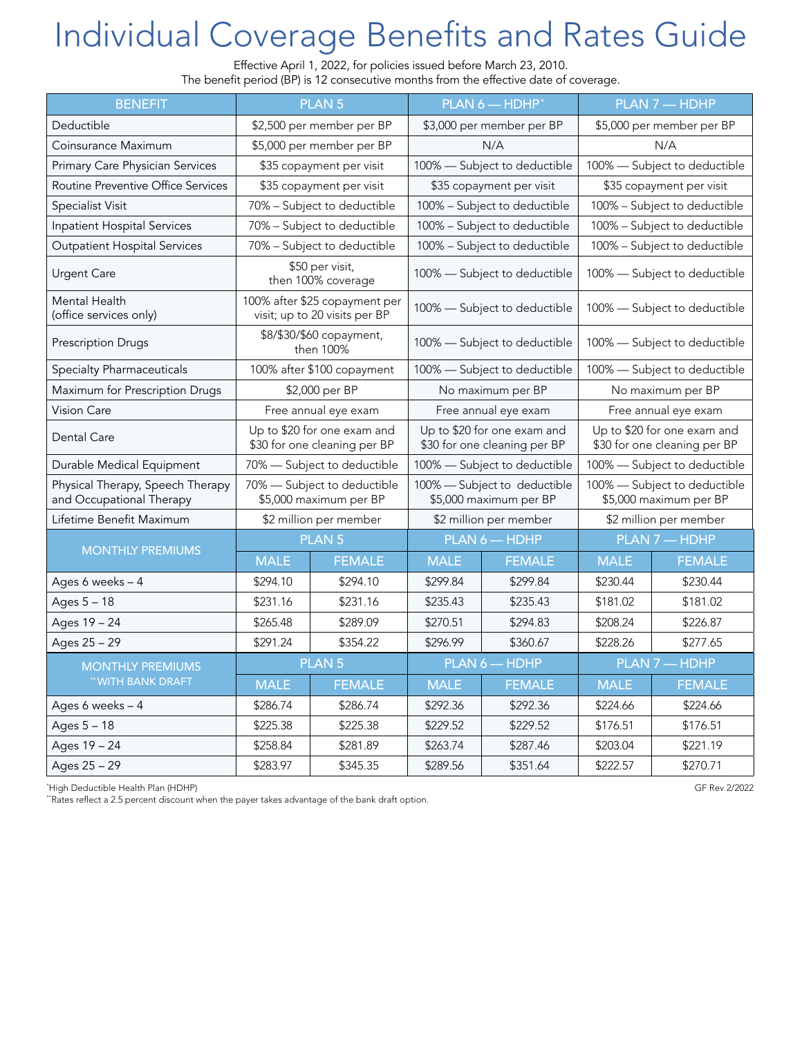# Individual Coverage Benefits and Rates Guide

Effective April 1, 2022, for policies issued before March 23, 2010.
The benefit period (BP) is 12 consecutive months from the effective date of coverage.

| BENEFIT | PLAN 5 | PLAN 6 — HDHP* | PLAN 7 — HDHP |
|---|---|---|---|
| Deductible | $2,500 per member per BP | $3,000 per member per BP | $5,000 per member per BP |
| Coinsurance Maximum | $5,000 per member per BP | N/A | N/A |
| Primary Care Physician Services | $35 copayment per visit | 100% — Subject to deductible | 100% — Subject to deductible |
| Routine Preventive Office Services | $35 copayment per visit | $35 copayment per visit | $35 copayment per visit |
| Specialist Visit | 70% – Subject to deductible | 100% – Subject to deductible | 100% – Subject to deductible |
| Inpatient Hospital Services | 70% – Subject to deductible | 100% – Subject to deductible | 100% – Subject to deductible |
| Outpatient Hospital Services | 70% – Subject to deductible | 100% – Subject to deductible | 100% – Subject to deductible |
| Urgent Care | $50 per visit, then 100% coverage | 100% — Subject to deductible | 100% — Subject to deductible |
| Mental Health (office services only) | 100% after $25 copayment per visit; up to 20 visits per BP | 100% — Subject to deductible | 100% — Subject to deductible |
| Prescription Drugs | $8/$30/$60 copayment, then 100% | 100% — Subject to deductible | 100% — Subject to deductible |
| Specialty Pharmaceuticals | 100% after $100 copayment | 100% — Subject to deductible | 100% — Subject to deductible |
| Maximum for Prescription Drugs | $2,000 per BP | No maximum per BP | No maximum per BP |
| Vision Care | Free annual eye exam | Free annual eye exam | Free annual eye exam |
| Dental Care | Up to $20 for one exam and $30 for one cleaning per BP | Up to $20 for one exam and $30 for one cleaning per BP | Up to $20 for one exam and $30 for one cleaning per BP |
| Durable Medical Equipment | 70% — Subject to deductible | 100% — Subject to deductible | 100% — Subject to deductible |
| Physical Therapy, Speech Therapy and Occupational Therapy | 70% — Subject to deductible $5,000 maximum per BP | 100% — Subject to deductible $5,000 maximum per BP | 100% — Subject to deductible $5,000 maximum per BP |
| Lifetime Benefit Maximum | $2 million per member | $2 million per member | $2 million per member |

| MONTHLY PREMIUMS | PLAN 5 | | PLAN 6 — HDHP | | PLAN 7 — HDHP | |
|---|---|---|---|---|---|---|
| | MALE | FEMALE | MALE | FEMALE | MALE | FEMALE |
| Ages 6 weeks – 4 | $294.10 | $294.10 | $299.84 | $299.84 | $230.44 | $230.44 |
| Ages 5 – 18 | $231.16 | $231.16 | $235.43 | $235.43 | $181.02 | $181.02 |
| Ages 19 – 24 | $265.48 | $289.09 | $270.51 | $294.83 | $208.24 | $226.87 |
| Ages 25 – 29 | $291.24 | $354.22 | $296.99 | $360.67 | $228.26 | $277.65 |

| MONTHLY PREMIUMS **WITH BANK DRAFT | PLAN 5 | | PLAN 6 — HDHP | | PLAN 7 — HDHP | |
|---|---|---|---|---|---|---|
| | MALE | FEMALE | MALE | FEMALE | MALE | FEMALE |
| Ages 6 weeks – 4 | $286.74 | $286.74 | $292.36 | $292.36 | $224.66 | $224.66 |
| Ages 5 – 18 | $225.38 | $225.38 | $229.52 | $229.52 | $176.51 | $176.51 |
| Ages 19 – 24 | $258.84 | $281.89 | $263.74 | $287.46 | $203.04 | $221.19 |
| Ages 25 – 29 | $283.97 | $345.35 | $289.56 | $351.64 | $222.57 | $270.71 |

*High Deductible Health Plan (HDHP)

**Rates reflect a 2.5 percent discount when the payer takes advantage of the bank draft option.

GF Rev 2/2022